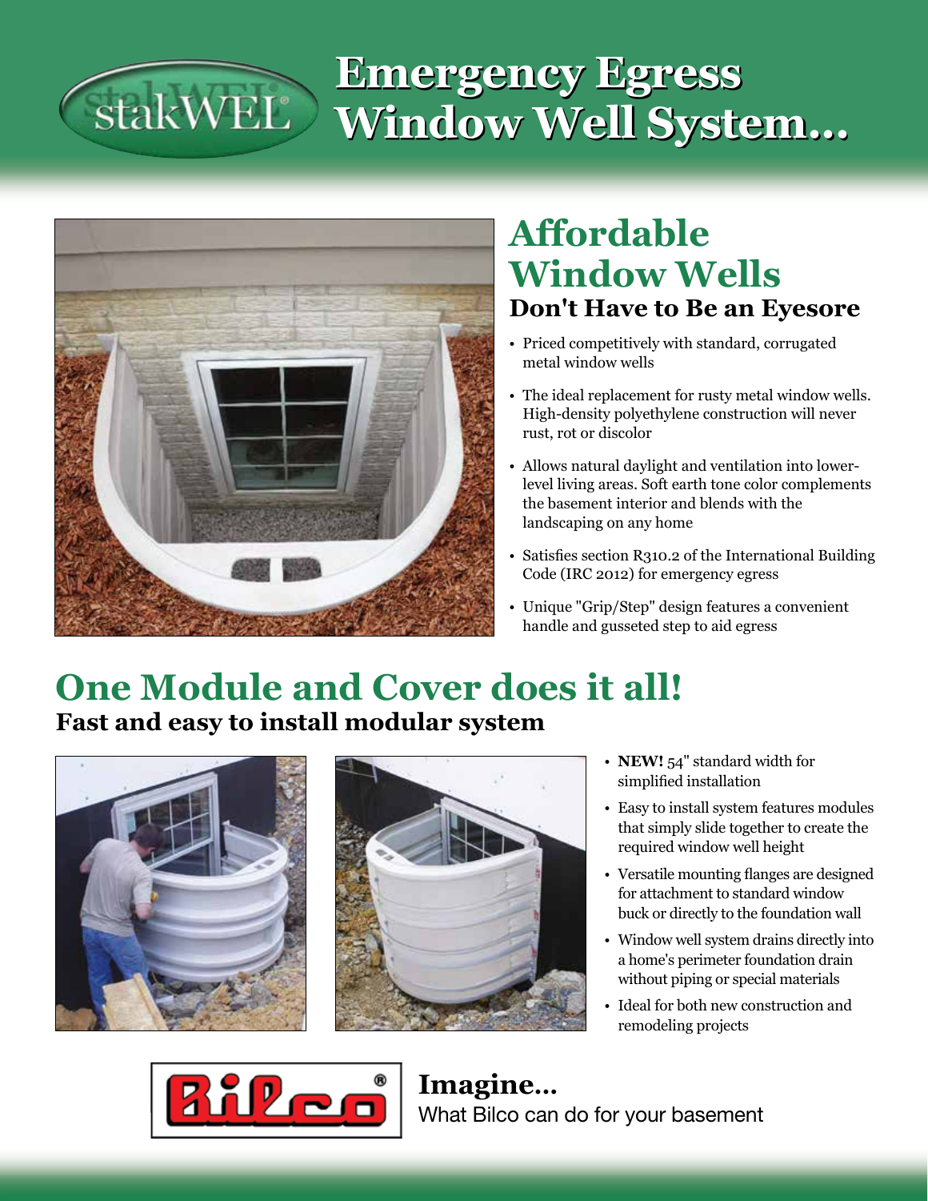stakWEL®

# Emergency Egress Window Well System...

## Affordable Window Wells

### Don't Have to Be an Eyesore

- Priced competitively with standard, corrugated metal window wells
- The ideal replacement for rusty metal window wells. High-density polyethylene construction will never rust, rot or discolor
- Allows natural daylight and ventilation into lower-level living areas. Soft earth tone color complements the basement interior and blends with the landscaping on any home
- Satisfies section R310.2 of the International Building Code (IRC 2012) for emergency egress
- Unique "Grip/Step" design features a convenient handle and gusseted step to aid egress

## One Module and Cover does it all!

### Fast and easy to install modular system

- **NEW!** 54" standard width for simplified installation
- Easy to install system features modules that simply slide together to create the required window well height
- Versatile mounting flanges are designed for attachment to standard window buck or directly to the foundation wall
- Window well system drains directly into a home's perimeter foundation drain without piping or special materials
- Ideal for both new construction and remodeling projects

Bilco®

**Imagine...**

What Bilco can do for your basement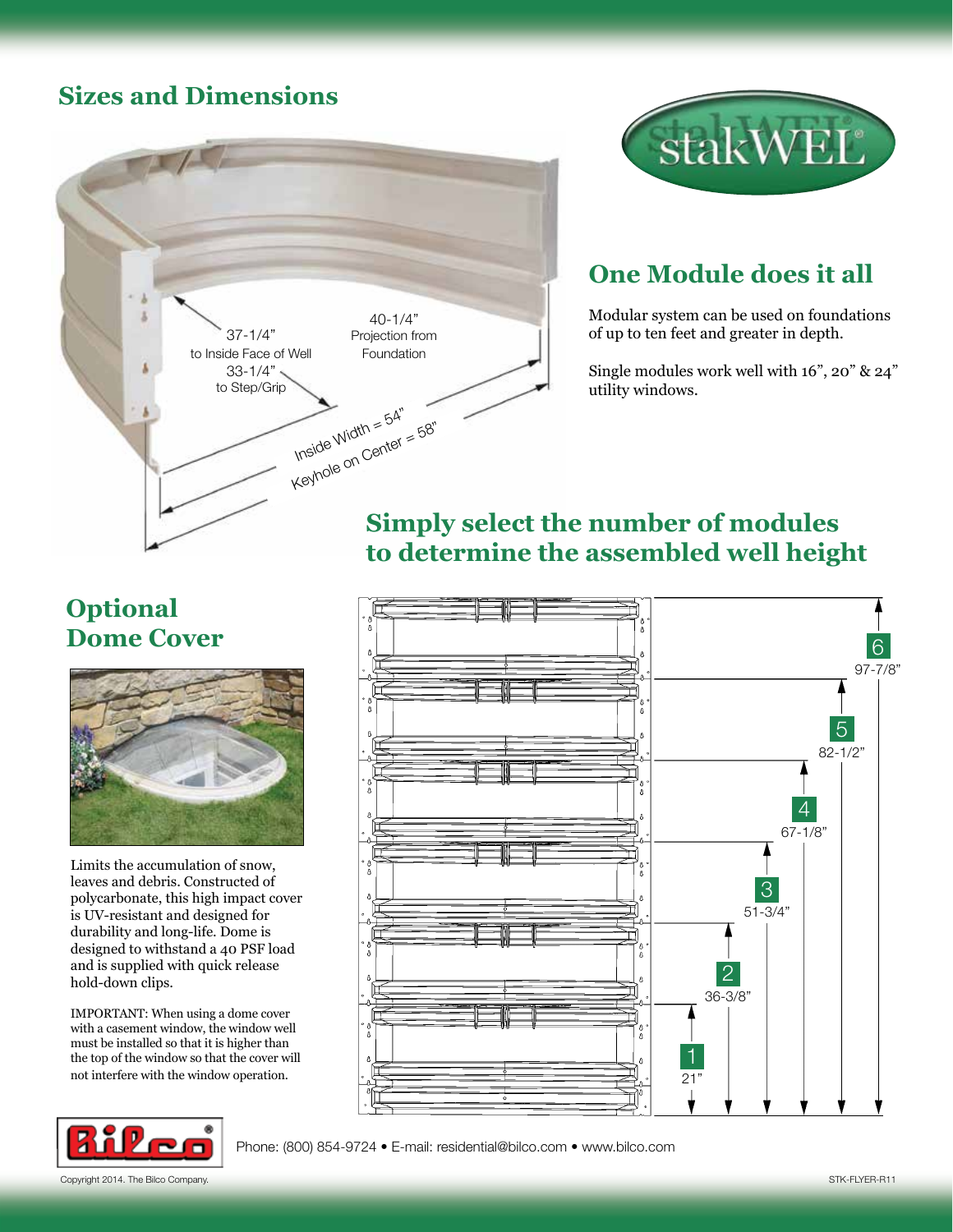## Sizes and Dimensions

37-1/4"
to Inside Face of Well
33-1/4"
to Step/Grip

40-1/4"
Projection from
Foundation

Inside Width = 54"
Keyhole on Center = 58"

stakWEL®

## One Module does it all

Modular system can be used on foundations of up to ten feet and greater in depth.

Single modules work well with 16", 20" & 24" utility windows.

## Simply select the number of modules to determine the assembled well height

6
97-7/8"

5
82-1/2"

4
67-1/8"

3
51-3/4"

2
36-3/8"

1
21"

## Optional Dome Cover

Limits the accumulation of snow, leaves and debris. Constructed of polycarbonate, this high impact cover is UV-resistant and designed for durability and long-life. Dome is designed to withstand a 40 PSF load and is supplied with quick release hold-down clips.

IMPORTANT: When using a dome cover with a casement window, the window well must be installed so that it is higher than the top of the window so that the cover will not interfere with the window operation.

Bilco®

Phone: (800) 854-9724 • E-mail: residential@bilco.com • www.bilco.com

Copyright 2014. The Bilco Company.

STK-FLYER-R11